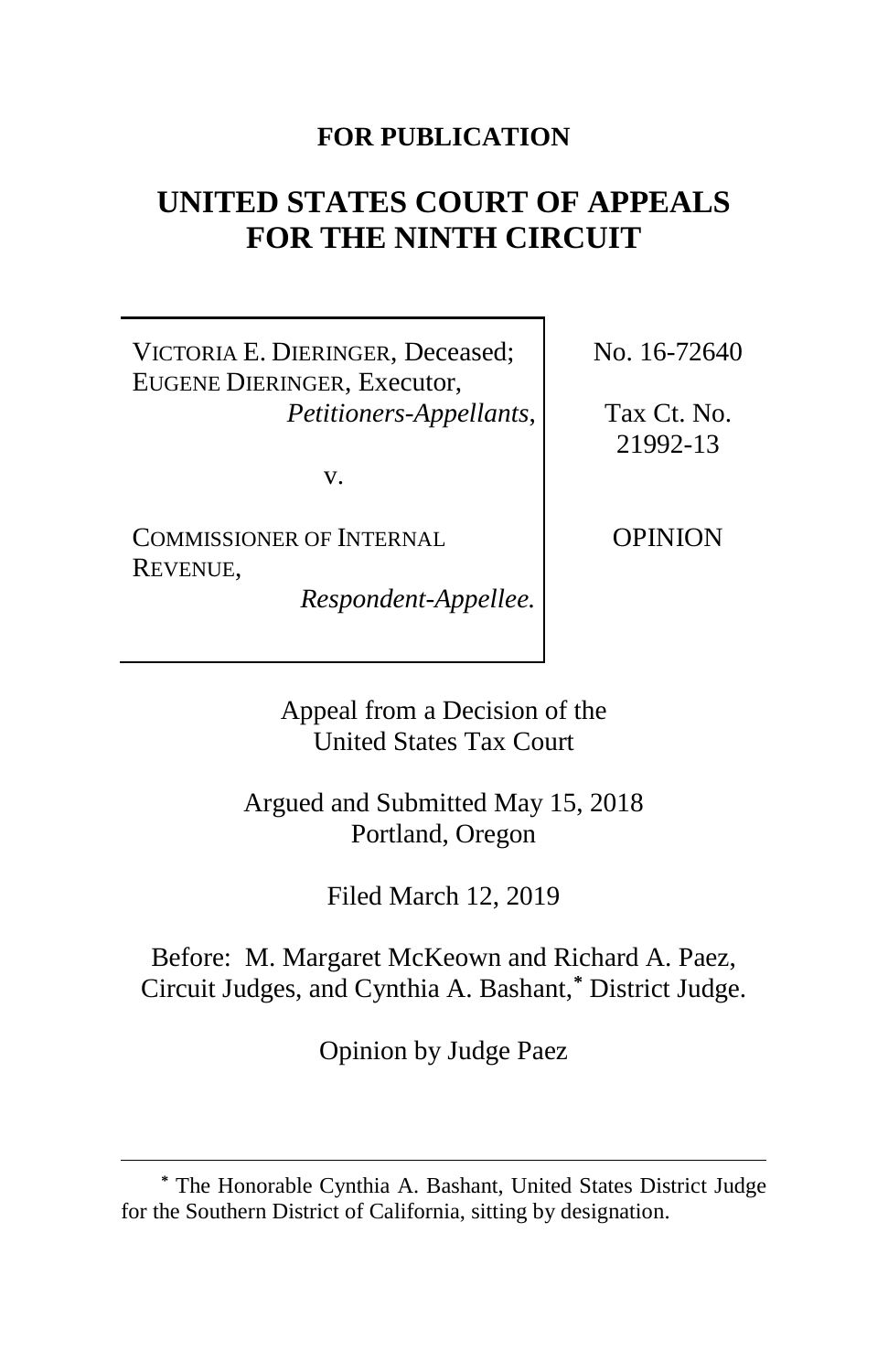**FOR PUBLICATION**

# UNITED STATES COURT OF APPEALS FOR THE NINTH CIRCUIT

| | |
|---|---|
| VICTORIA E. DIERINGER, Deceased; EUGENE DIERINGER, Executor, *Petitioners-Appellants*, | No. 16-72640 |
| v. | Tax Ct. No. 21992-13 |
| COMMISSIONER OF INTERNAL REVENUE, *Respondent-Appellee.* | OPINION |

Appeal from a Decision of the United States Tax Court

Argued and Submitted May 15, 2018
Portland, Oregon

Filed March 12, 2019

Before: M. Margaret McKeown and Richard A. Paez, Circuit Judges, and Cynthia A. Bashant,[*] District Judge.

Opinion by Judge Paez

---

[*] The Honorable Cynthia A. Bashant, United States District Judge for the Southern District of California, sitting by designation.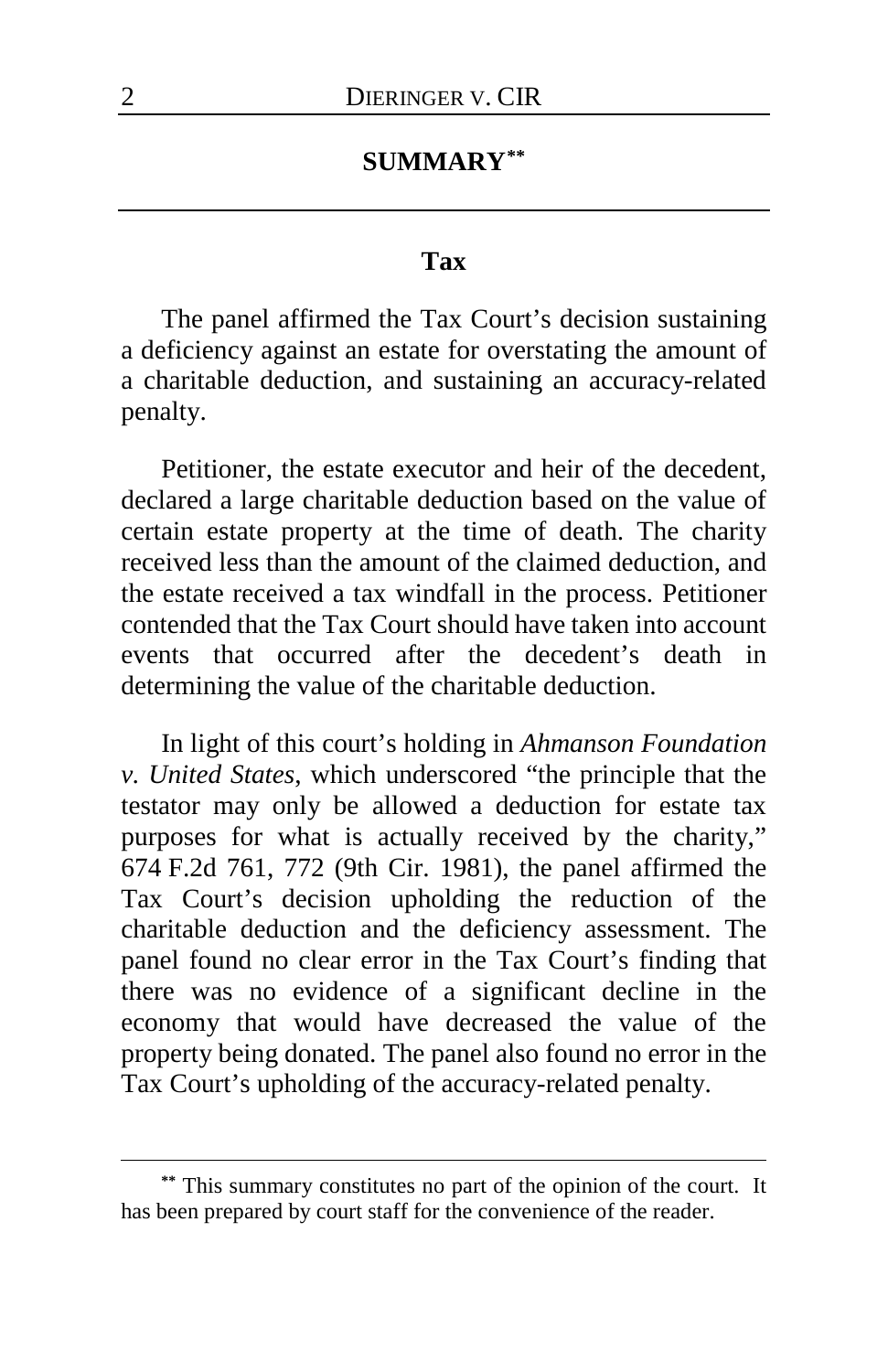## SUMMARY[**]

### Tax

The panel affirmed the Tax Court's decision sustaining a deficiency against an estate for overstating the amount of a charitable deduction, and sustaining an accuracy-related penalty.

Petitioner, the estate executor and heir of the decedent, declared a large charitable deduction based on the value of certain estate property at the time of death. The charity received less than the amount of the claimed deduction, and the estate received a tax windfall in the process. Petitioner contended that the Tax Court should have taken into account events that occurred after the decedent's death in determining the value of the charitable deduction.

In light of this court's holding in *Ahmanson Foundation v. United States*, which underscored "the principle that the testator may only be allowed a deduction for estate tax purposes for what is actually received by the charity," 674 F.2d 761, 772 (9th Cir. 1981), the panel affirmed the Tax Court's decision upholding the reduction of the charitable deduction and the deficiency assessment. The panel found no clear error in the Tax Court's finding that there was no evidence of a significant decline in the economy that would have decreased the value of the property being donated. The panel also found no error in the Tax Court's upholding of the accuracy-related penalty.

---

[**] This summary constitutes no part of the opinion of the court. It has been prepared by court staff for the convenience of the reader.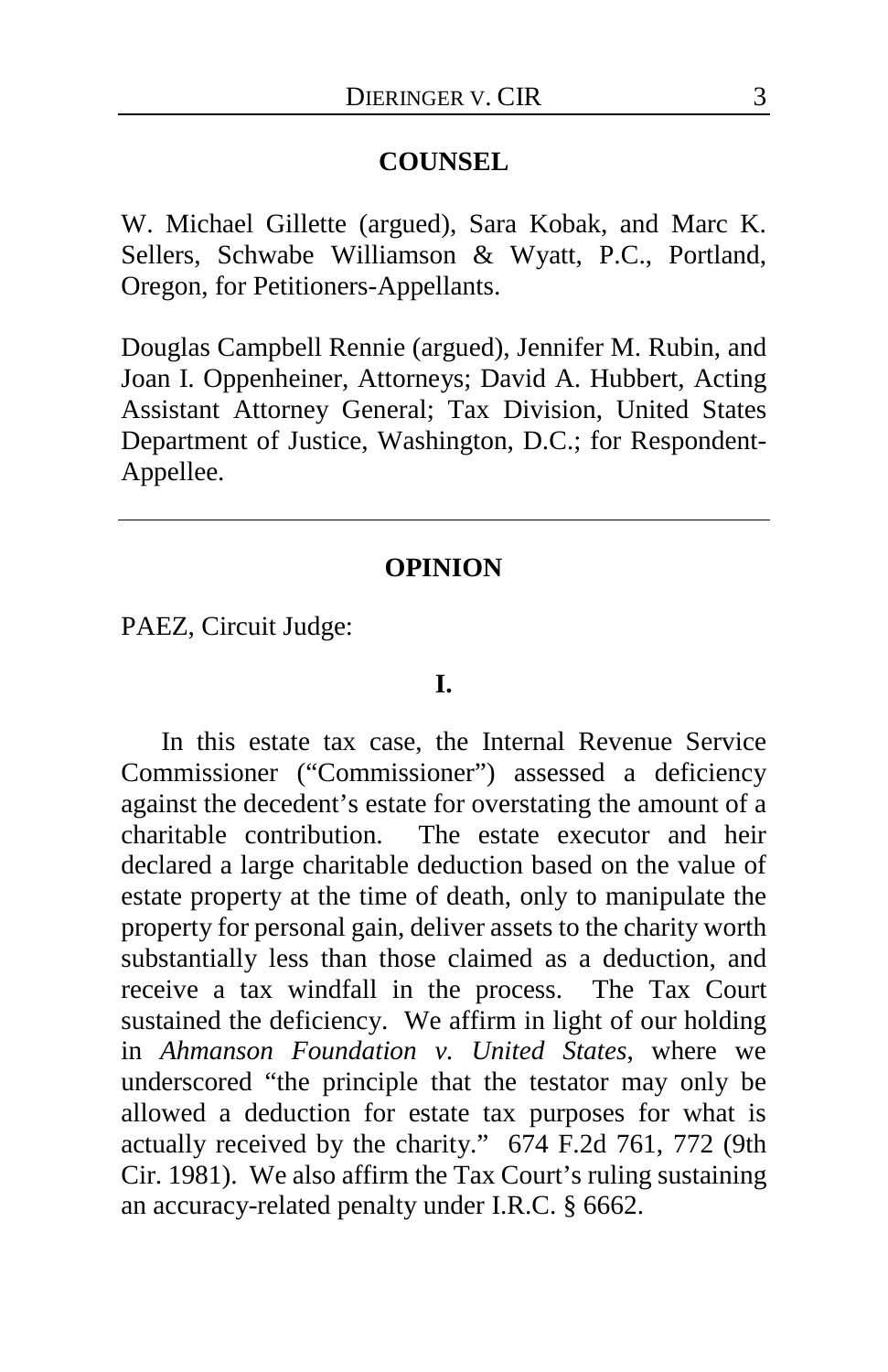## COUNSEL

W. Michael Gillette (argued), Sara Kobak, and Marc K. Sellers, Schwabe Williamson & Wyatt, P.C., Portland, Oregon, for Petitioners-Appellants.

Douglas Campbell Rennie (argued), Jennifer M. Rubin, and Joan I. Oppenheiner, Attorneys; David A. Hubbert, Acting Assistant Attorney General; Tax Division, United States Department of Justice, Washington, D.C.; for Respondent-Appellee.

---

## OPINION

PAEZ, Circuit Judge:

### I.

In this estate tax case, the Internal Revenue Service Commissioner ("Commissioner") assessed a deficiency against the decedent's estate for overstating the amount of a charitable contribution. The estate executor and heir declared a large charitable deduction based on the value of estate property at the time of death, only to manipulate the property for personal gain, deliver assets to the charity worth substantially less than those claimed as a deduction, and receive a tax windfall in the process. The Tax Court sustained the deficiency. We affirm in light of our holding in *Ahmanson Foundation v. United States*, where we underscored "the principle that the testator may only be allowed a deduction for estate tax purposes for what is actually received by the charity." 674 F.2d 761, 772 (9th Cir. 1981). We also affirm the Tax Court's ruling sustaining an accuracy-related penalty under I.R.C. § 6662.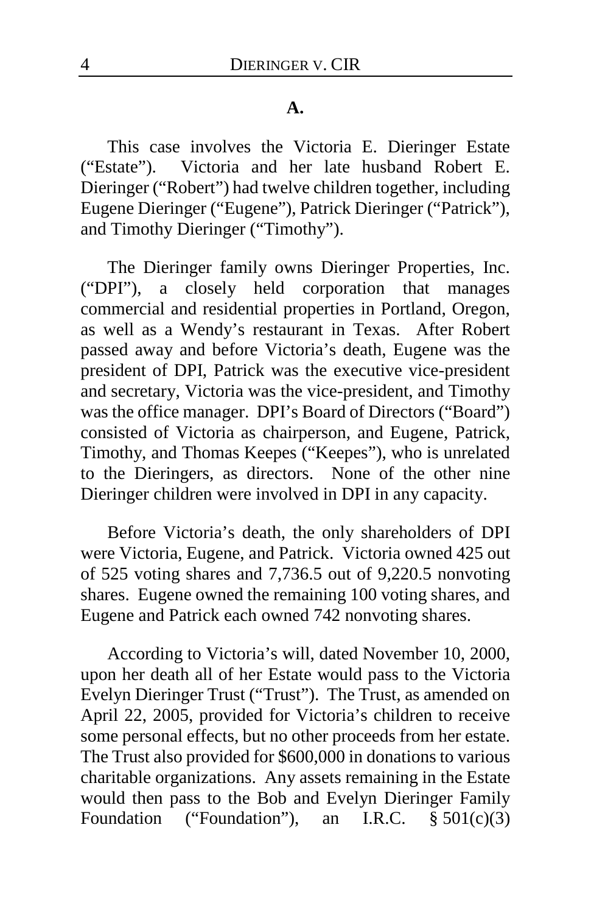### A.

This case involves the Victoria E. Dieringer Estate ("Estate"). Victoria and her late husband Robert E. Dieringer ("Robert") had twelve children together, including Eugene Dieringer ("Eugene"), Patrick Dieringer ("Patrick"), and Timothy Dieringer ("Timothy").

The Dieringer family owns Dieringer Properties, Inc. ("DPI"), a closely held corporation that manages commercial and residential properties in Portland, Oregon, as well as a Wendy's restaurant in Texas. After Robert passed away and before Victoria's death, Eugene was the president of DPI, Patrick was the executive vice-president and secretary, Victoria was the vice-president, and Timothy was the office manager. DPI's Board of Directors ("Board") consisted of Victoria as chairperson, and Eugene, Patrick, Timothy, and Thomas Keepes ("Keepes"), who is unrelated to the Dieringers, as directors. None of the other nine Dieringer children were involved in DPI in any capacity.

Before Victoria's death, the only shareholders of DPI were Victoria, Eugene, and Patrick. Victoria owned 425 out of 525 voting shares and 7,736.5 out of 9,220.5 nonvoting shares. Eugene owned the remaining 100 voting shares, and Eugene and Patrick each owned 742 nonvoting shares.

According to Victoria's will, dated November 10, 2000, upon her death all of her Estate would pass to the Victoria Evelyn Dieringer Trust ("Trust"). The Trust, as amended on April 22, 2005, provided for Victoria's children to receive some personal effects, but no other proceeds from her estate. The Trust also provided for $600,000 in donations to various charitable organizations. Any assets remaining in the Estate would then pass to the Bob and Evelyn Dieringer Family Foundation ("Foundation"), an I.R.C. § 501(c)(3)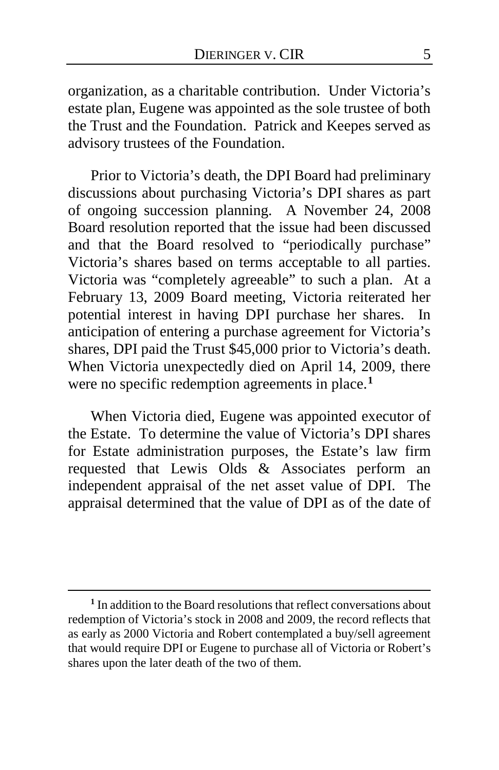organization, as a charitable contribution. Under Victoria's estate plan, Eugene was appointed as the sole trustee of both the Trust and the Foundation. Patrick and Keepes served as advisory trustees of the Foundation.

Prior to Victoria's death, the DPI Board had preliminary discussions about purchasing Victoria's DPI shares as part of ongoing succession planning. A November 24, 2008 Board resolution reported that the issue had been discussed and that the Board resolved to "periodically purchase" Victoria's shares based on terms acceptable to all parties. Victoria was "completely agreeable" to such a plan. At a February 13, 2009 Board meeting, Victoria reiterated her potential interest in having DPI purchase her shares. In anticipation of entering a purchase agreement for Victoria's shares, DPI paid the Trust $45,000 prior to Victoria's death. When Victoria unexpectedly died on April 14, 2009, there were no specific redemption agreements in place.[1]

When Victoria died, Eugene was appointed executor of the Estate. To determine the value of Victoria's DPI shares for Estate administration purposes, the Estate's law firm requested that Lewis Olds & Associates perform an independent appraisal of the net asset value of DPI. The appraisal determined that the value of DPI as of the date of

---

[1] In addition to the Board resolutions that reflect conversations about redemption of Victoria's stock in 2008 and 2009, the record reflects that as early as 2000 Victoria and Robert contemplated a buy/sell agreement that would require DPI or Eugene to purchase all of Victoria or Robert's shares upon the later death of the two of them.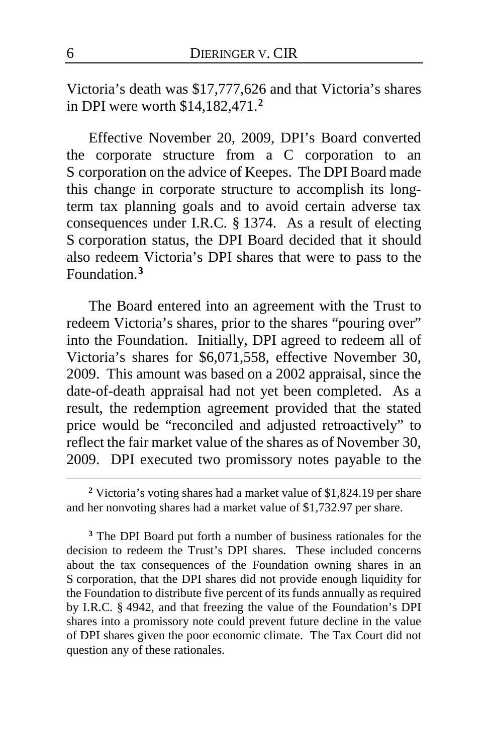Victoria's death was $17,777,626 and that Victoria's shares in DPI were worth $14,182,471.[2]

Effective November 20, 2009, DPI's Board converted the corporate structure from a C corporation to an S corporation on the advice of Keepes. The DPI Board made this change in corporate structure to accomplish its long-term tax planning goals and to avoid certain adverse tax consequences under I.R.C. § 1374. As a result of electing S corporation status, the DPI Board decided that it should also redeem Victoria's DPI shares that were to pass to the Foundation.[3]

The Board entered into an agreement with the Trust to redeem Victoria's shares, prior to the shares "pouring over" into the Foundation. Initially, DPI agreed to redeem all of Victoria's shares for $6,071,558, effective November 30, 2009. This amount was based on a 2002 appraisal, since the date-of-death appraisal had not yet been completed. As a result, the redemption agreement provided that the stated price would be "reconciled and adjusted retroactively" to reflect the fair market value of the shares as of November 30, 2009. DPI executed two promissory notes payable to the

---

[2] Victoria's voting shares had a market value of $1,824.19 per share and her nonvoting shares had a market value of $1,732.97 per share.

[3] The DPI Board put forth a number of business rationales for the decision to redeem the Trust's DPI shares. These included concerns about the tax consequences of the Foundation owning shares in an S corporation, that the DPI shares did not provide enough liquidity for the Foundation to distribute five percent of its funds annually as required by I.R.C. § 4942, and that freezing the value of the Foundation's DPI shares into a promissory note could prevent future decline in the value of DPI shares given the poor economic climate. The Tax Court did not question any of these rationales.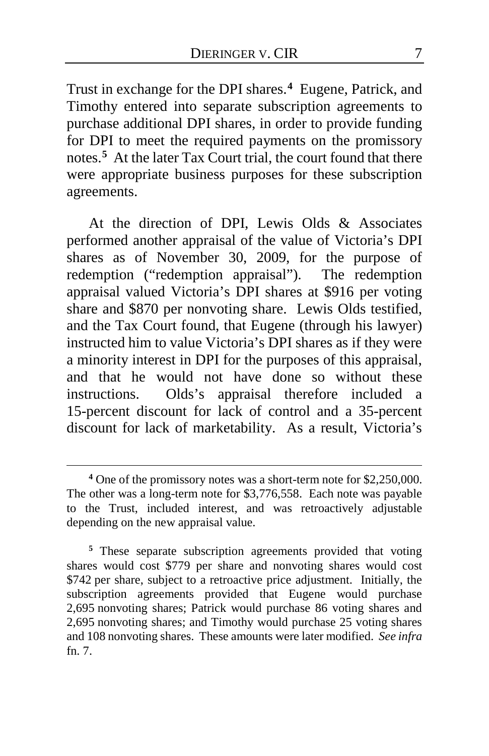Trust in exchange for the DPI shares.[4] Eugene, Patrick, and Timothy entered into separate subscription agreements to purchase additional DPI shares, in order to provide funding for DPI to meet the required payments on the promissory notes.[5] At the later Tax Court trial, the court found that there were appropriate business purposes for these subscription agreements.

At the direction of DPI, Lewis Olds & Associates performed another appraisal of the value of Victoria's DPI shares as of November 30, 2009, for the purpose of redemption ("redemption appraisal"). The redemption appraisal valued Victoria's DPI shares at $916 per voting share and $870 per nonvoting share. Lewis Olds testified, and the Tax Court found, that Eugene (through his lawyer) instructed him to value Victoria's DPI shares as if they were a minority interest in DPI for the purposes of this appraisal, and that he would not have done so without these instructions. Olds's appraisal therefore included a 15-percent discount for lack of control and a 35-percent discount for lack of marketability. As a result, Victoria's

---

[4] One of the promissory notes was a short-term note for $2,250,000. The other was a long-term note for $3,776,558. Each note was payable to the Trust, included interest, and was retroactively adjustable depending on the new appraisal value.

[5] These separate subscription agreements provided that voting shares would cost $779 per share and nonvoting shares would cost $742 per share, subject to a retroactive price adjustment. Initially, the subscription agreements provided that Eugene would purchase 2,695 nonvoting shares; Patrick would purchase 86 voting shares and 2,695 nonvoting shares; and Timothy would purchase 25 voting shares and 108 nonvoting shares. These amounts were later modified. *See infra* fn. 7.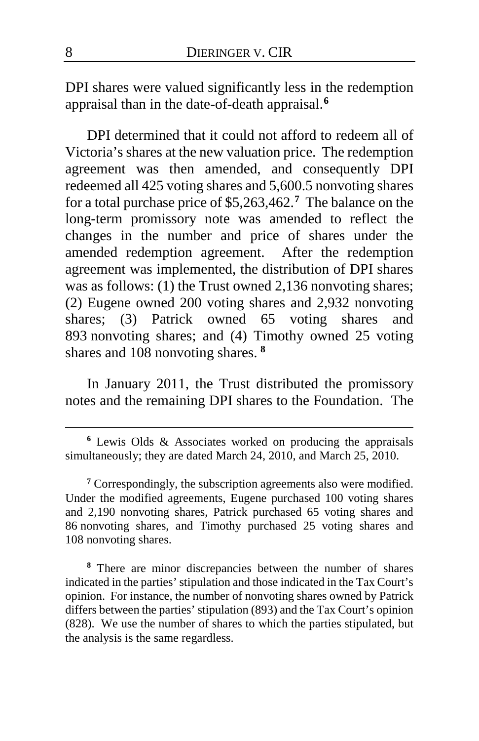DPI shares were valued significantly less in the redemption appraisal than in the date-of-death appraisal.[6]

DPI determined that it could not afford to redeem all of Victoria's shares at the new valuation price. The redemption agreement was then amended, and consequently DPI redeemed all 425 voting shares and 5,600.5 nonvoting shares for a total purchase price of $5,263,462.[7] The balance on the long-term promissory note was amended to reflect the changes in the number and price of shares under the amended redemption agreement. After the redemption agreement was implemented, the distribution of DPI shares was as follows: (1) the Trust owned 2,136 nonvoting shares; (2) Eugene owned 200 voting shares and 2,932 nonvoting shares; (3) Patrick owned 65 voting shares and 893 nonvoting shares; and (4) Timothy owned 25 voting shares and 108 nonvoting shares.[8]

In January 2011, the Trust distributed the promissory notes and the remaining DPI shares to the Foundation. The

---

[6] Lewis Olds & Associates worked on producing the appraisals simultaneously; they are dated March 24, 2010, and March 25, 2010.

[7] Correspondingly, the subscription agreements also were modified. Under the modified agreements, Eugene purchased 100 voting shares and 2,190 nonvoting shares, Patrick purchased 65 voting shares and 86 nonvoting shares, and Timothy purchased 25 voting shares and 108 nonvoting shares.

[8] There are minor discrepancies between the number of shares indicated in the parties' stipulation and those indicated in the Tax Court's opinion. For instance, the number of nonvoting shares owned by Patrick differs between the parties' stipulation (893) and the Tax Court's opinion (828). We use the number of shares to which the parties stipulated, but the analysis is the same regardless.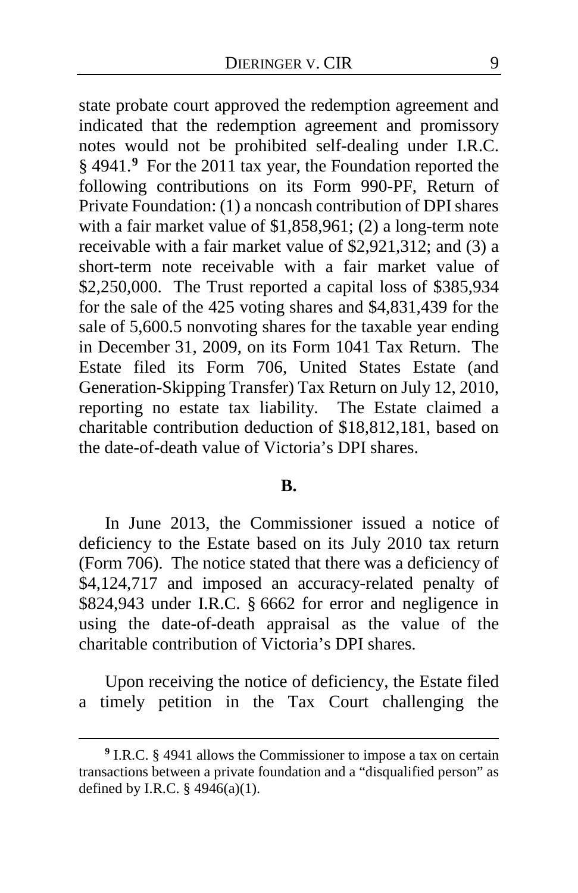state probate court approved the redemption agreement and indicated that the redemption agreement and promissory notes would not be prohibited self-dealing under I.R.C. § 4941.[9] For the 2011 tax year, the Foundation reported the following contributions on its Form 990-PF, Return of Private Foundation: (1) a noncash contribution of DPI shares with a fair market value of $1,858,961; (2) a long-term note receivable with a fair market value of $2,921,312; and (3) a short-term note receivable with a fair market value of $2,250,000. The Trust reported a capital loss of $385,934 for the sale of the 425 voting shares and $4,831,439 for the sale of 5,600.5 nonvoting shares for the taxable year ending in December 31, 2009, on its Form 1041 Tax Return. The Estate filed its Form 706, United States Estate (and Generation-Skipping Transfer) Tax Return on July 12, 2010, reporting no estate tax liability. The Estate claimed a charitable contribution deduction of $18,812,181, based on the date-of-death value of Victoria's DPI shares.

### B.

In June 2013, the Commissioner issued a notice of deficiency to the Estate based on its July 2010 tax return (Form 706). The notice stated that there was a deficiency of $4,124,717 and imposed an accuracy-related penalty of $824,943 under I.R.C. § 6662 for error and negligence in using the date-of-death appraisal as the value of the charitable contribution of Victoria's DPI shares.

Upon receiving the notice of deficiency, the Estate filed a timely petition in the Tax Court challenging the

---

[9] I.R.C. § 4941 allows the Commissioner to impose a tax on certain transactions between a private foundation and a "disqualified person" as defined by I.R.C. § 4946(a)(1).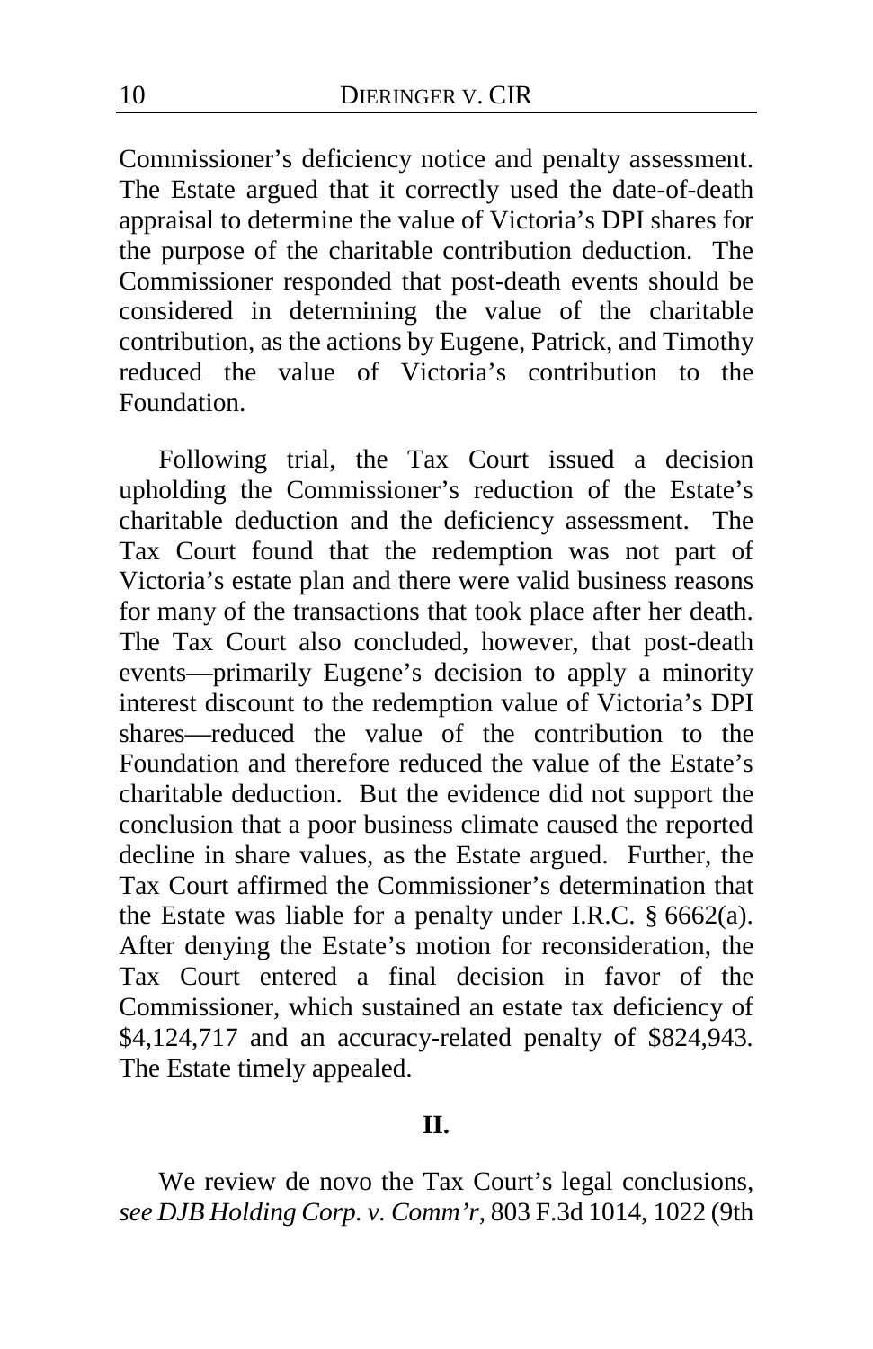Commissioner's deficiency notice and penalty assessment. The Estate argued that it correctly used the date-of-death appraisal to determine the value of Victoria's DPI shares for the purpose of the charitable contribution deduction. The Commissioner responded that post-death events should be considered in determining the value of the charitable contribution, as the actions by Eugene, Patrick, and Timothy reduced the value of Victoria's contribution to the Foundation.

Following trial, the Tax Court issued a decision upholding the Commissioner's reduction of the Estate's charitable deduction and the deficiency assessment. The Tax Court found that the redemption was not part of Victoria's estate plan and there were valid business reasons for many of the transactions that took place after her death. The Tax Court also concluded, however, that post-death events—primarily Eugene's decision to apply a minority interest discount to the redemption value of Victoria's DPI shares—reduced the value of the contribution to the Foundation and therefore reduced the value of the Estate's charitable deduction. But the evidence did not support the conclusion that a poor business climate caused the reported decline in share values, as the Estate argued. Further, the Tax Court affirmed the Commissioner's determination that the Estate was liable for a penalty under I.R.C. § 6662(a). After denying the Estate's motion for reconsideration, the Tax Court entered a final decision in favor of the Commissioner, which sustained an estate tax deficiency of $4,124,717 and an accuracy-related penalty of $824,943. The Estate timely appealed.

## II.

We review de novo the Tax Court's legal conclusions, *see DJB Holding Corp. v. Comm'r*, 803 F.3d 1014, 1022 (9th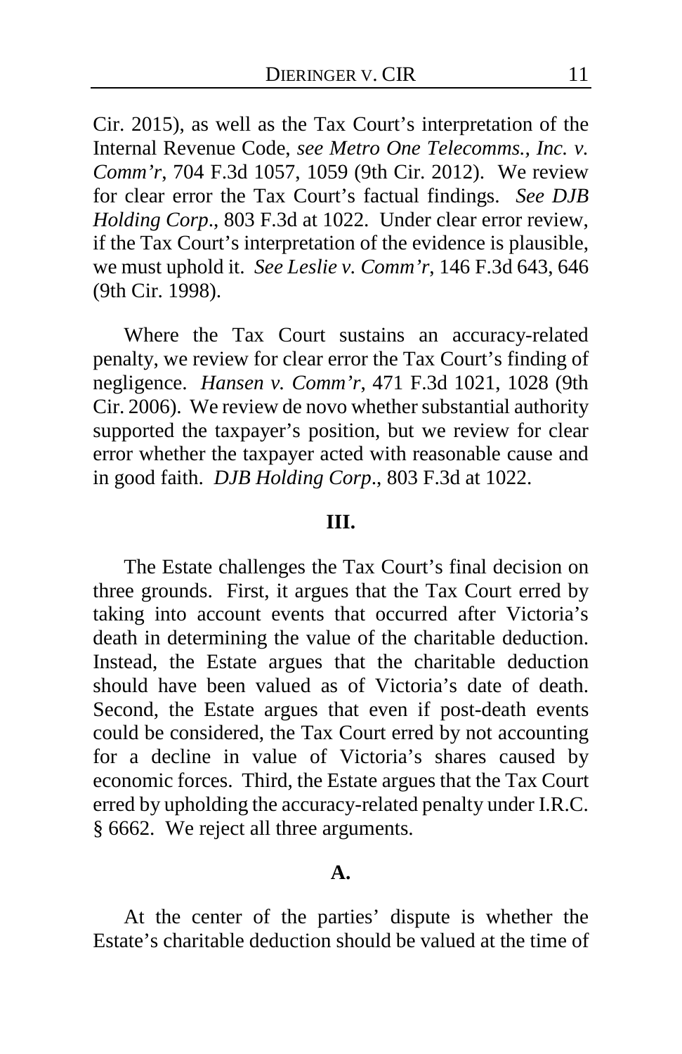Cir. 2015), as well as the Tax Court's interpretation of the Internal Revenue Code, *see Metro One Telecomms., Inc. v. Comm'r*, 704 F.3d 1057, 1059 (9th Cir. 2012). We review for clear error the Tax Court's factual findings. *See DJB Holding Corp.*, 803 F.3d at 1022. Under clear error review, if the Tax Court's interpretation of the evidence is plausible, we must uphold it. *See Leslie v. Comm'r*, 146 F.3d 643, 646 (9th Cir. 1998).

Where the Tax Court sustains an accuracy-related penalty, we review for clear error the Tax Court's finding of negligence. *Hansen v. Comm'r*, 471 F.3d 1021, 1028 (9th Cir. 2006). We review de novo whether substantial authority supported the taxpayer's position, but we review for clear error whether the taxpayer acted with reasonable cause and in good faith. *DJB Holding Corp.*, 803 F.3d at 1022.

## III.

The Estate challenges the Tax Court's final decision on three grounds. First, it argues that the Tax Court erred by taking into account events that occurred after Victoria's death in determining the value of the charitable deduction. Instead, the Estate argues that the charitable deduction should have been valued as of Victoria's date of death. Second, the Estate argues that even if post-death events could be considered, the Tax Court erred by not accounting for a decline in value of Victoria's shares caused by economic forces. Third, the Estate argues that the Tax Court erred by upholding the accuracy-related penalty under I.R.C. § 6662. We reject all three arguments.

### A.

At the center of the parties' dispute is whether the Estate's charitable deduction should be valued at the time of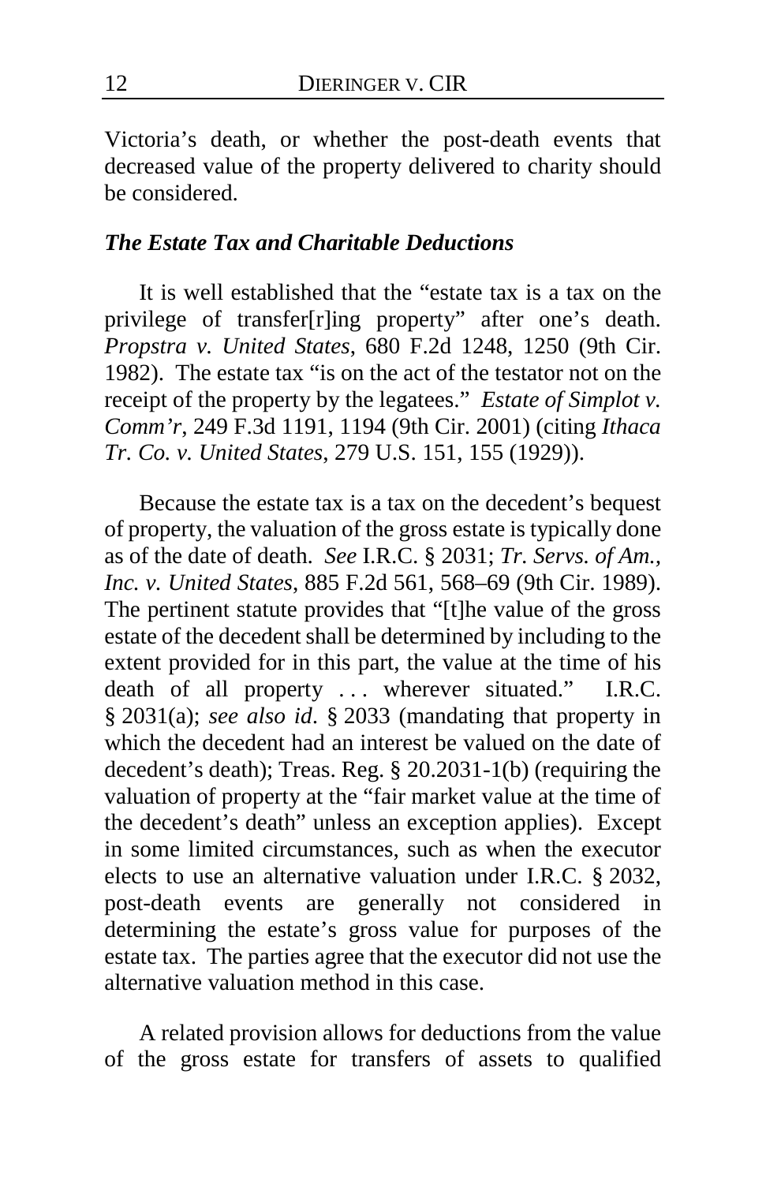Victoria's death, or whether the post-death events that decreased value of the property delivered to charity should be considered.

### *The Estate Tax and Charitable Deductions*

It is well established that the "estate tax is a tax on the privilege of transfer[r]ing property" after one's death. *Propstra v. United States*, 680 F.2d 1248, 1250 (9th Cir. 1982). The estate tax "is on the act of the testator not on the receipt of the property by the legatees." *Estate of Simplot v. Comm'r*, 249 F.3d 1191, 1194 (9th Cir. 2001) (citing *Ithaca Tr. Co. v. United States*, 279 U.S. 151, 155 (1929)).

Because the estate tax is a tax on the decedent's bequest of property, the valuation of the gross estate is typically done as of the date of death. *See* I.R.C. § 2031; *Tr. Servs. of Am., Inc. v. United States*, 885 F.2d 561, 568–69 (9th Cir. 1989). The pertinent statute provides that "[t]he value of the gross estate of the decedent shall be determined by including to the extent provided for in this part, the value at the time of his death of all property . . . wherever situated." I.R.C. § 2031(a); *see also id*. § 2033 (mandating that property in which the decedent had an interest be valued on the date of decedent's death); Treas. Reg. § 20.2031-1(b) (requiring the valuation of property at the "fair market value at the time of the decedent's death" unless an exception applies). Except in some limited circumstances, such as when the executor elects to use an alternative valuation under I.R.C. § 2032, post-death events are generally not considered in determining the estate's gross value for purposes of the estate tax. The parties agree that the executor did not use the alternative valuation method in this case.

A related provision allows for deductions from the value of the gross estate for transfers of assets to qualified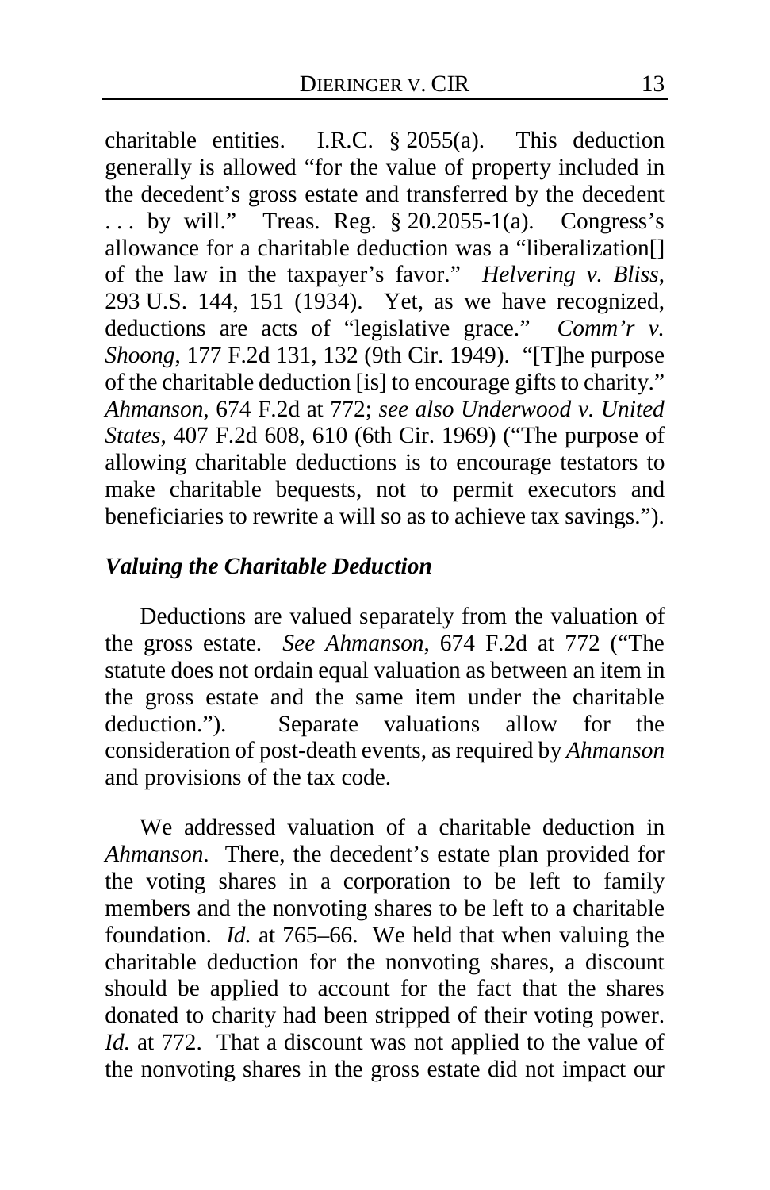charitable entities. I.R.C. § 2055(a). This deduction generally is allowed "for the value of property included in the decedent's gross estate and transferred by the decedent . . . by will." Treas. Reg. § 20.2055-1(a). Congress's allowance for a charitable deduction was a "liberalization[] of the law in the taxpayer's favor." *Helvering v. Bliss*, 293 U.S. 144, 151 (1934). Yet, as we have recognized, deductions are acts of "legislative grace." *Comm'r v. Shoong*, 177 F.2d 131, 132 (9th Cir. 1949). "[T]he purpose of the charitable deduction [is] to encourage gifts to charity." *Ahmanson*, 674 F.2d at 772; *see also Underwood v. United States*, 407 F.2d 608, 610 (6th Cir. 1969) ("The purpose of allowing charitable deductions is to encourage testators to make charitable bequests, not to permit executors and beneficiaries to rewrite a will so as to achieve tax savings.").

### *Valuing the Charitable Deduction*

Deductions are valued separately from the valuation of the gross estate. *See Ahmanson*, 674 F.2d at 772 ("The statute does not ordain equal valuation as between an item in the gross estate and the same item under the charitable deduction."). Separate valuations allow for the consideration of post-death events, as required by *Ahmanson* and provisions of the tax code.

We addressed valuation of a charitable deduction in *Ahmanson*. There, the decedent's estate plan provided for the voting shares in a corporation to be left to family members and the nonvoting shares to be left to a charitable foundation. *Id.* at 765–66. We held that when valuing the charitable deduction for the nonvoting shares, a discount should be applied to account for the fact that the shares donated to charity had been stripped of their voting power. *Id.* at 772. That a discount was not applied to the value of the nonvoting shares in the gross estate did not impact our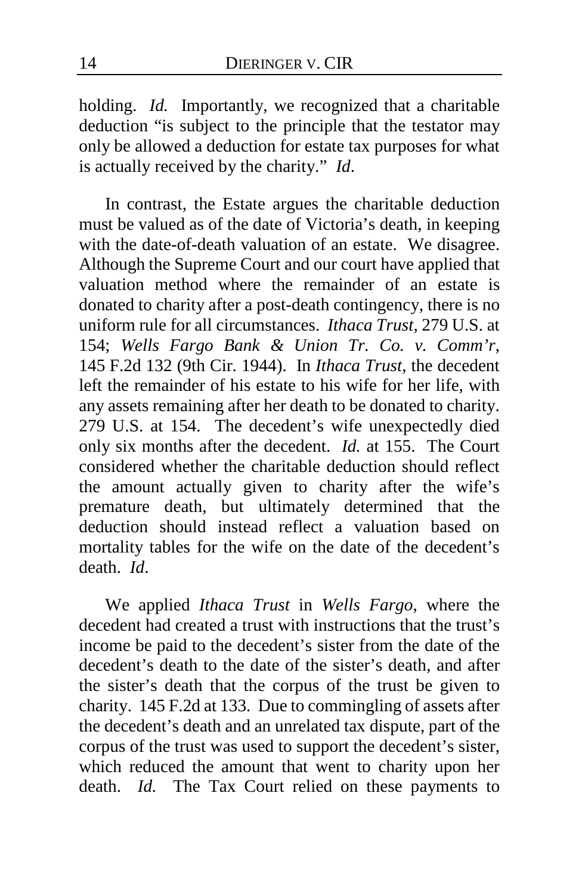holding. *Id.* Importantly, we recognized that a charitable deduction "is subject to the principle that the testator may only be allowed a deduction for estate tax purposes for what is actually received by the charity." *Id*.

In contrast, the Estate argues the charitable deduction must be valued as of the date of Victoria's death, in keeping with the date-of-death valuation of an estate. We disagree. Although the Supreme Court and our court have applied that valuation method where the remainder of an estate is donated to charity after a post-death contingency, there is no uniform rule for all circumstances. *Ithaca Trust*, 279 U.S. at 154; *Wells Fargo Bank & Union Tr. Co. v. Comm'r*, 145 F.2d 132 (9th Cir. 1944). In *Ithaca Trust*, the decedent left the remainder of his estate to his wife for her life, with any assets remaining after her death to be donated to charity. 279 U.S. at 154. The decedent's wife unexpectedly died only six months after the decedent. *Id.* at 155. The Court considered whether the charitable deduction should reflect the amount actually given to charity after the wife's premature death, but ultimately determined that the deduction should instead reflect a valuation based on mortality tables for the wife on the date of the decedent's death. *Id*.

We applied *Ithaca Trust* in *Wells Fargo*, where the decedent had created a trust with instructions that the trust's income be paid to the decedent's sister from the date of the decedent's death to the date of the sister's death, and after the sister's death that the corpus of the trust be given to charity. 145 F.2d at 133. Due to commingling of assets after the decedent's death and an unrelated tax dispute, part of the corpus of the trust was used to support the decedent's sister, which reduced the amount that went to charity upon her death. *Id.* The Tax Court relied on these payments to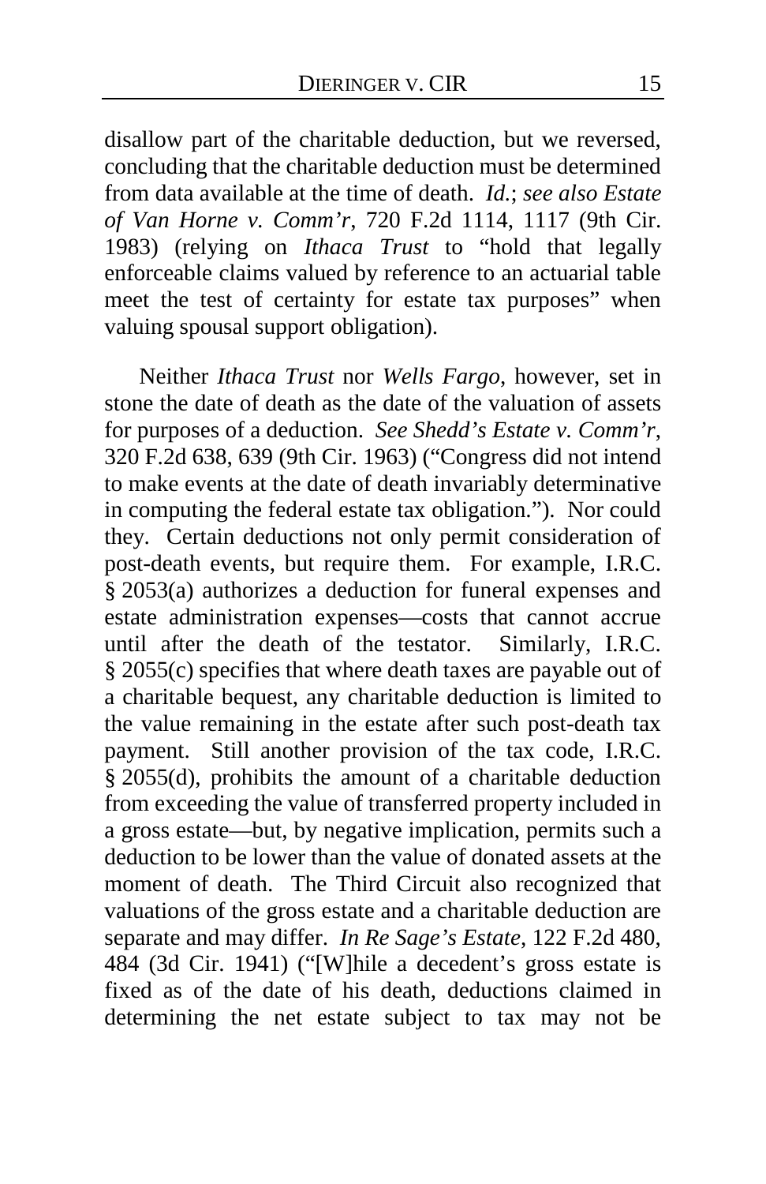disallow part of the charitable deduction, but we reversed, concluding that the charitable deduction must be determined from data available at the time of death. *Id.*; *see also Estate of Van Horne v. Comm'r*, 720 F.2d 1114, 1117 (9th Cir. 1983) (relying on *Ithaca Trust* to "hold that legally enforceable claims valued by reference to an actuarial table meet the test of certainty for estate tax purposes" when valuing spousal support obligation).

Neither *Ithaca Trust* nor *Wells Fargo*, however, set in stone the date of death as the date of the valuation of assets for purposes of a deduction. *See Shedd's Estate v. Comm'r*, 320 F.2d 638, 639 (9th Cir. 1963) ("Congress did not intend to make events at the date of death invariably determinative in computing the federal estate tax obligation."). Nor could they. Certain deductions not only permit consideration of post-death events, but require them. For example, I.R.C. § 2053(a) authorizes a deduction for funeral expenses and estate administration expenses—costs that cannot accrue until after the death of the testator. Similarly, I.R.C. § 2055(c) specifies that where death taxes are payable out of a charitable bequest, any charitable deduction is limited to the value remaining in the estate after such post-death tax payment. Still another provision of the tax code, I.R.C. § 2055(d), prohibits the amount of a charitable deduction from exceeding the value of transferred property included in a gross estate—but, by negative implication, permits such a deduction to be lower than the value of donated assets at the moment of death. The Third Circuit also recognized that valuations of the gross estate and a charitable deduction are separate and may differ. *In Re Sage's Estate*, 122 F.2d 480, 484 (3d Cir. 1941) ("[W]hile a decedent's gross estate is fixed as of the date of his death, deductions claimed in determining the net estate subject to tax may not be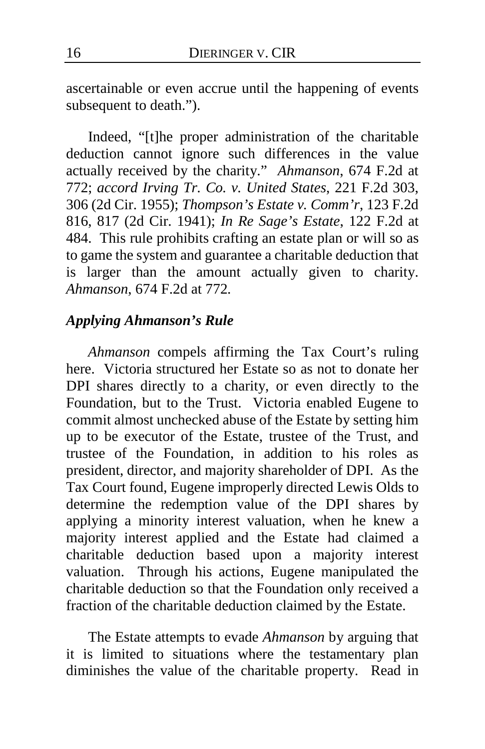ascertainable or even accrue until the happening of events subsequent to death.").

Indeed, "[t]he proper administration of the charitable deduction cannot ignore such differences in the value actually received by the charity." *Ahmanson*, 674 F.2d at 772; *accord Irving Tr. Co. v. United States*, 221 F.2d 303, 306 (2d Cir. 1955); *Thompson's Estate v. Comm'r*, 123 F.2d 816, 817 (2d Cir. 1941); *In Re Sage's Estate*, 122 F.2d at 484. This rule prohibits crafting an estate plan or will so as to game the system and guarantee a charitable deduction that is larger than the amount actually given to charity. *Ahmanson*, 674 F.2d at 772.

### *Applying Ahmanson's Rule*

*Ahmanson* compels affirming the Tax Court's ruling here. Victoria structured her Estate so as not to donate her DPI shares directly to a charity, or even directly to the Foundation, but to the Trust. Victoria enabled Eugene to commit almost unchecked abuse of the Estate by setting him up to be executor of the Estate, trustee of the Trust, and trustee of the Foundation, in addition to his roles as president, director, and majority shareholder of DPI. As the Tax Court found, Eugene improperly directed Lewis Olds to determine the redemption value of the DPI shares by applying a minority interest valuation, when he knew a majority interest applied and the Estate had claimed a charitable deduction based upon a majority interest valuation. Through his actions, Eugene manipulated the charitable deduction so that the Foundation only received a fraction of the charitable deduction claimed by the Estate.

The Estate attempts to evade *Ahmanson* by arguing that it is limited to situations where the testamentary plan diminishes the value of the charitable property. Read in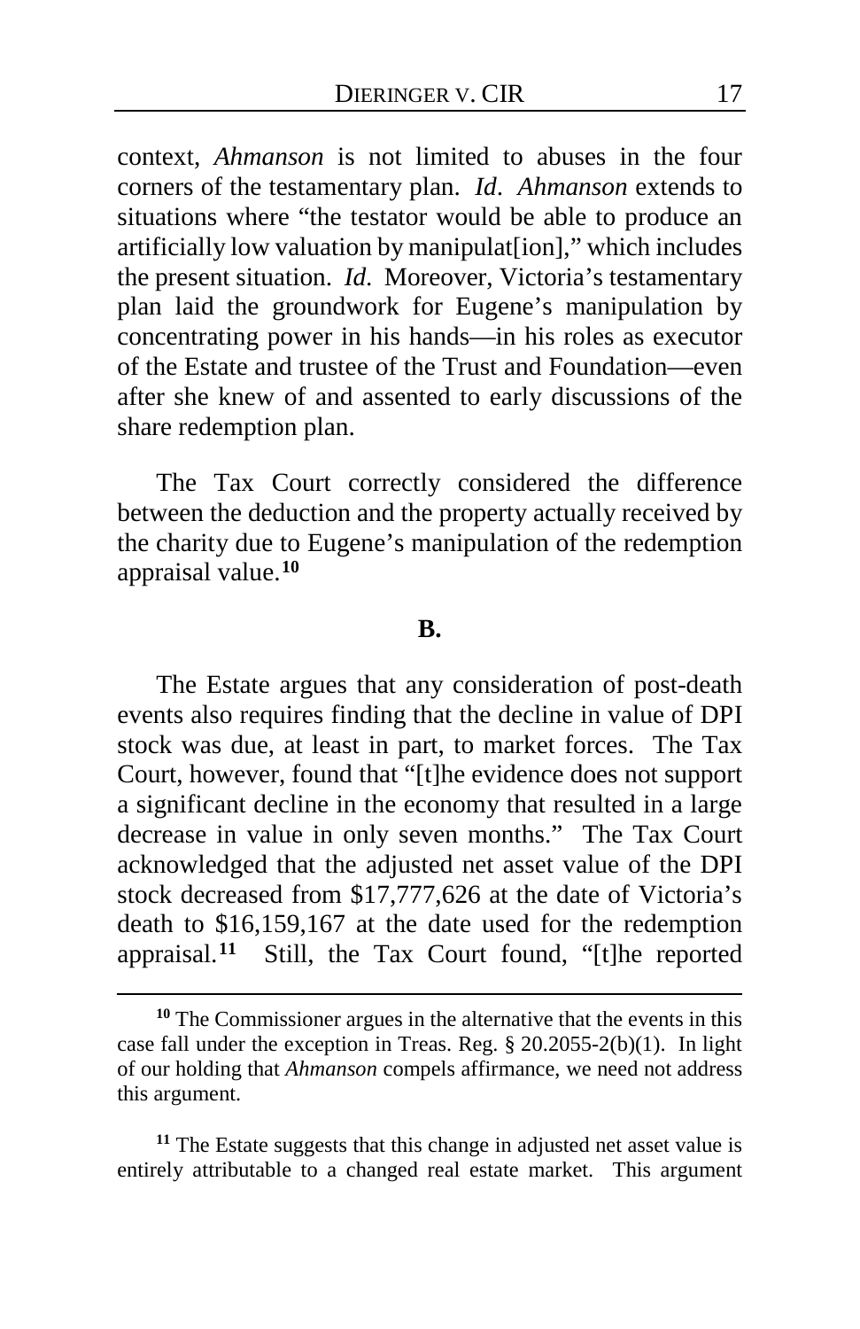context, *Ahmanson* is not limited to abuses in the four corners of the testamentary plan. *Id*. *Ahmanson* extends to situations where "the testator would be able to produce an artificially low valuation by manipulat[ion]," which includes the present situation. *Id*. Moreover, Victoria's testamentary plan laid the groundwork for Eugene's manipulation by concentrating power in his hands—in his roles as executor of the Estate and trustee of the Trust and Foundation—even after she knew of and assented to early discussions of the share redemption plan.

The Tax Court correctly considered the difference between the deduction and the property actually received by the charity due to Eugene's manipulation of the redemption appraisal value.[10]

**B.**

The Estate argues that any consideration of post-death events also requires finding that the decline in value of DPI stock was due, at least in part, to market forces. The Tax Court, however, found that "[t]he evidence does not support a significant decline in the economy that resulted in a large decrease in value in only seven months." The Tax Court acknowledged that the adjusted net asset value of the DPI stock decreased from $17,777,626 at the date of Victoria's death to $16,159,167 at the date used for the redemption appraisal.[11] Still, the Tax Court found, "[t]he reported

---

[10] The Commissioner argues in the alternative that the events in this case fall under the exception in Treas. Reg. § 20.2055-2(b)(1). In light of our holding that *Ahmanson* compels affirmance, we need not address this argument.

[11] The Estate suggests that this change in adjusted net asset value is entirely attributable to a changed real estate market. This argument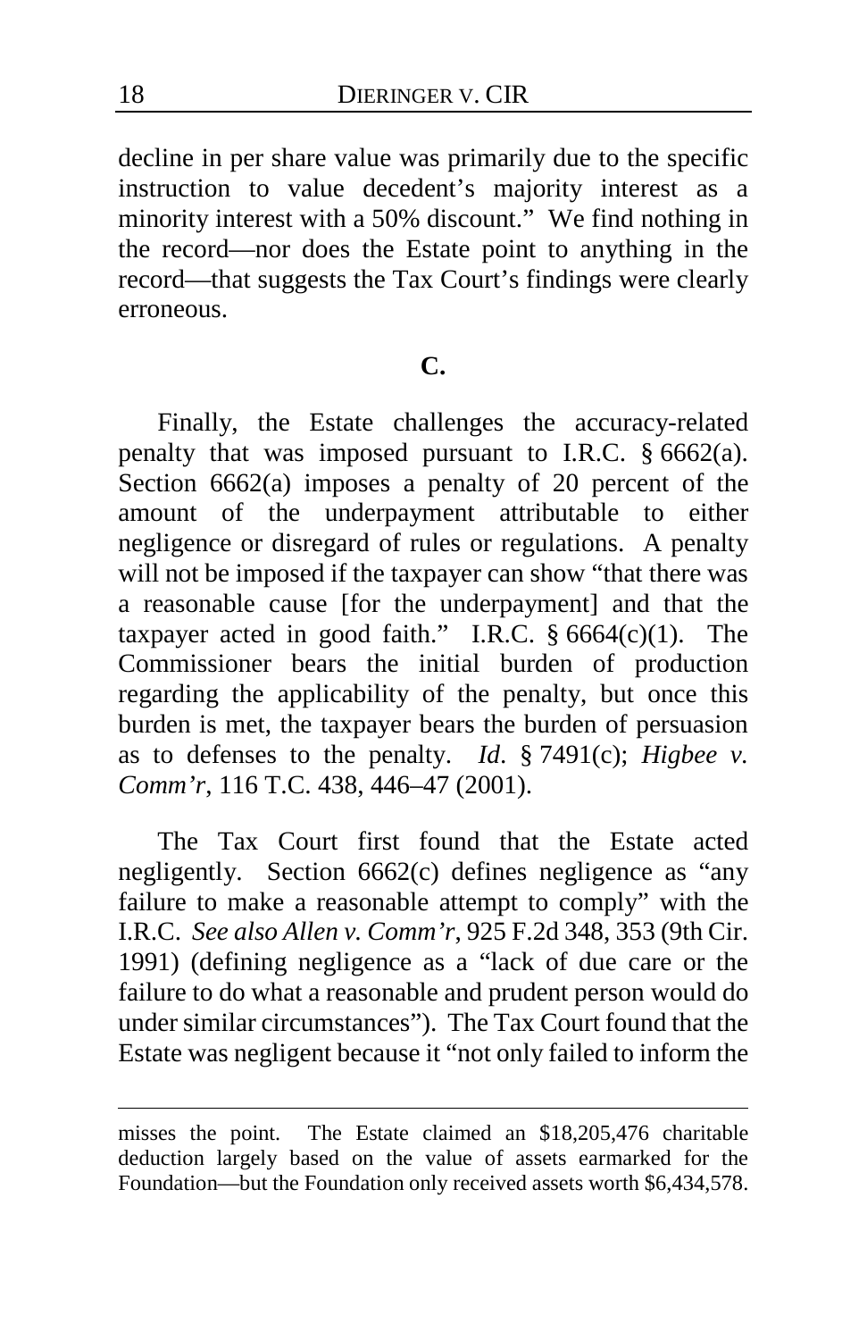decline in per share value was primarily due to the specific instruction to value decedent's majority interest as a minority interest with a 50% discount." We find nothing in the record—nor does the Estate point to anything in the record—that suggests the Tax Court's findings were clearly erroneous.

### C.

Finally, the Estate challenges the accuracy-related penalty that was imposed pursuant to I.R.C. § 6662(a). Section 6662(a) imposes a penalty of 20 percent of the amount of the underpayment attributable to either negligence or disregard of rules or regulations. A penalty will not be imposed if the taxpayer can show "that there was a reasonable cause [for the underpayment] and that the taxpayer acted in good faith." I.R.C. § 6664(c)(1). The Commissioner bears the initial burden of production regarding the applicability of the penalty, but once this burden is met, the taxpayer bears the burden of persuasion as to defenses to the penalty. *Id*. § 7491(c); *Higbee v. Comm'r*, 116 T.C. 438, 446–47 (2001).

The Tax Court first found that the Estate acted negligently. Section 6662(c) defines negligence as "any failure to make a reasonable attempt to comply" with the I.R.C. *See also Allen v. Comm'r*, 925 F.2d 348, 353 (9th Cir. 1991) (defining negligence as a "lack of due care or the failure to do what a reasonable and prudent person would do under similar circumstances"). The Tax Court found that the Estate was negligent because it "not only failed to inform the

---

misses the point. The Estate claimed an $18,205,476 charitable deduction largely based on the value of assets earmarked for the Foundation—but the Foundation only received assets worth $6,434,578.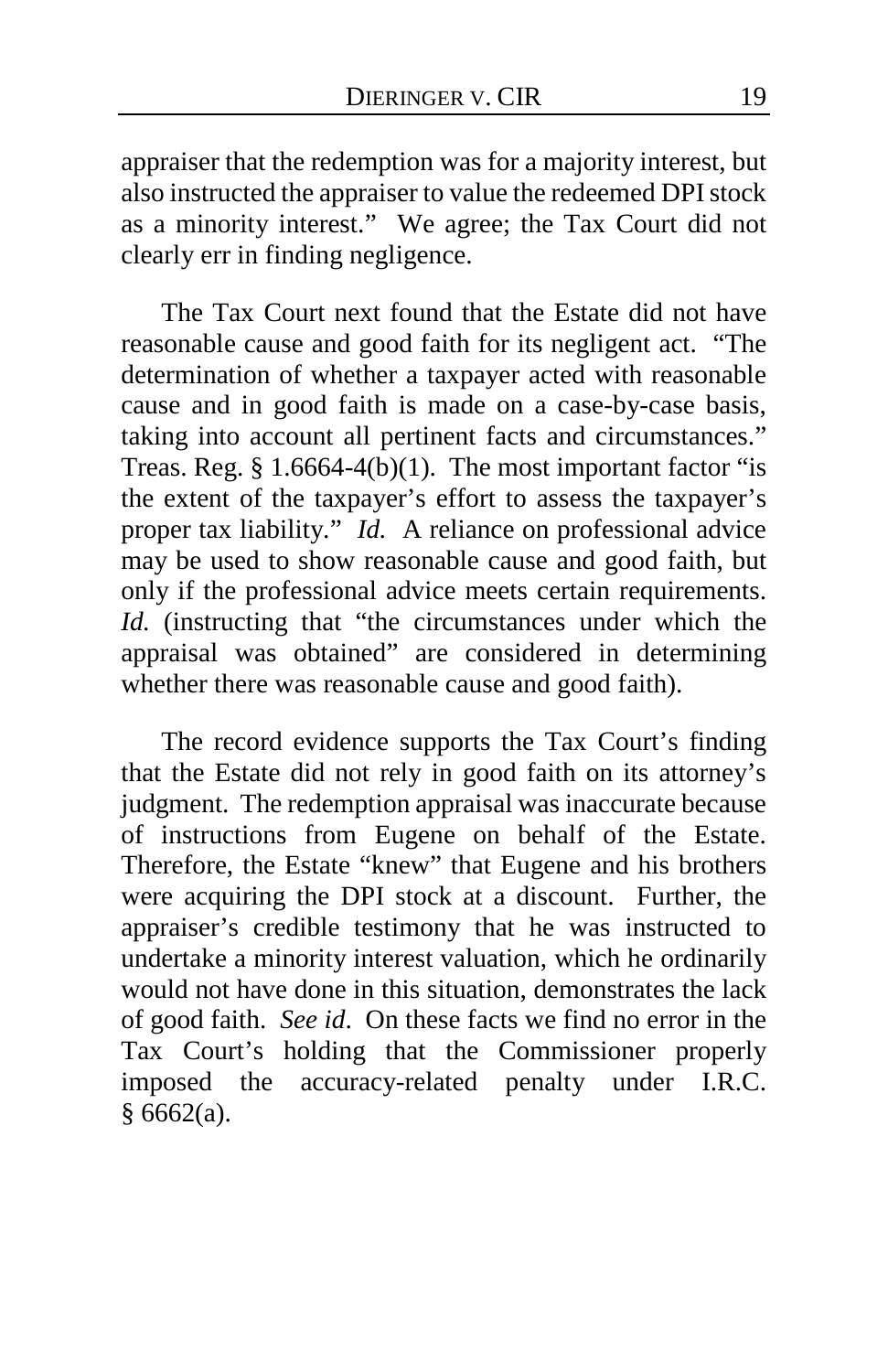appraiser that the redemption was for a majority interest, but also instructed the appraiser to value the redeemed DPI stock as a minority interest." We agree; the Tax Court did not clearly err in finding negligence.

The Tax Court next found that the Estate did not have reasonable cause and good faith for its negligent act. "The determination of whether a taxpayer acted with reasonable cause and in good faith is made on a case-by-case basis, taking into account all pertinent facts and circumstances." Treas. Reg. § 1.6664-4(b)(1). The most important factor "is the extent of the taxpayer's effort to assess the taxpayer's proper tax liability." *Id.* A reliance on professional advice may be used to show reasonable cause and good faith, but only if the professional advice meets certain requirements. *Id.* (instructing that "the circumstances under which the appraisal was obtained" are considered in determining whether there was reasonable cause and good faith).

The record evidence supports the Tax Court's finding that the Estate did not rely in good faith on its attorney's judgment. The redemption appraisal was inaccurate because of instructions from Eugene on behalf of the Estate. Therefore, the Estate "knew" that Eugene and his brothers were acquiring the DPI stock at a discount. Further, the appraiser's credible testimony that he was instructed to undertake a minority interest valuation, which he ordinarily would not have done in this situation, demonstrates the lack of good faith. *See id*. On these facts we find no error in the Tax Court's holding that the Commissioner properly imposed the accuracy-related penalty under I.R.C. § 6662(a).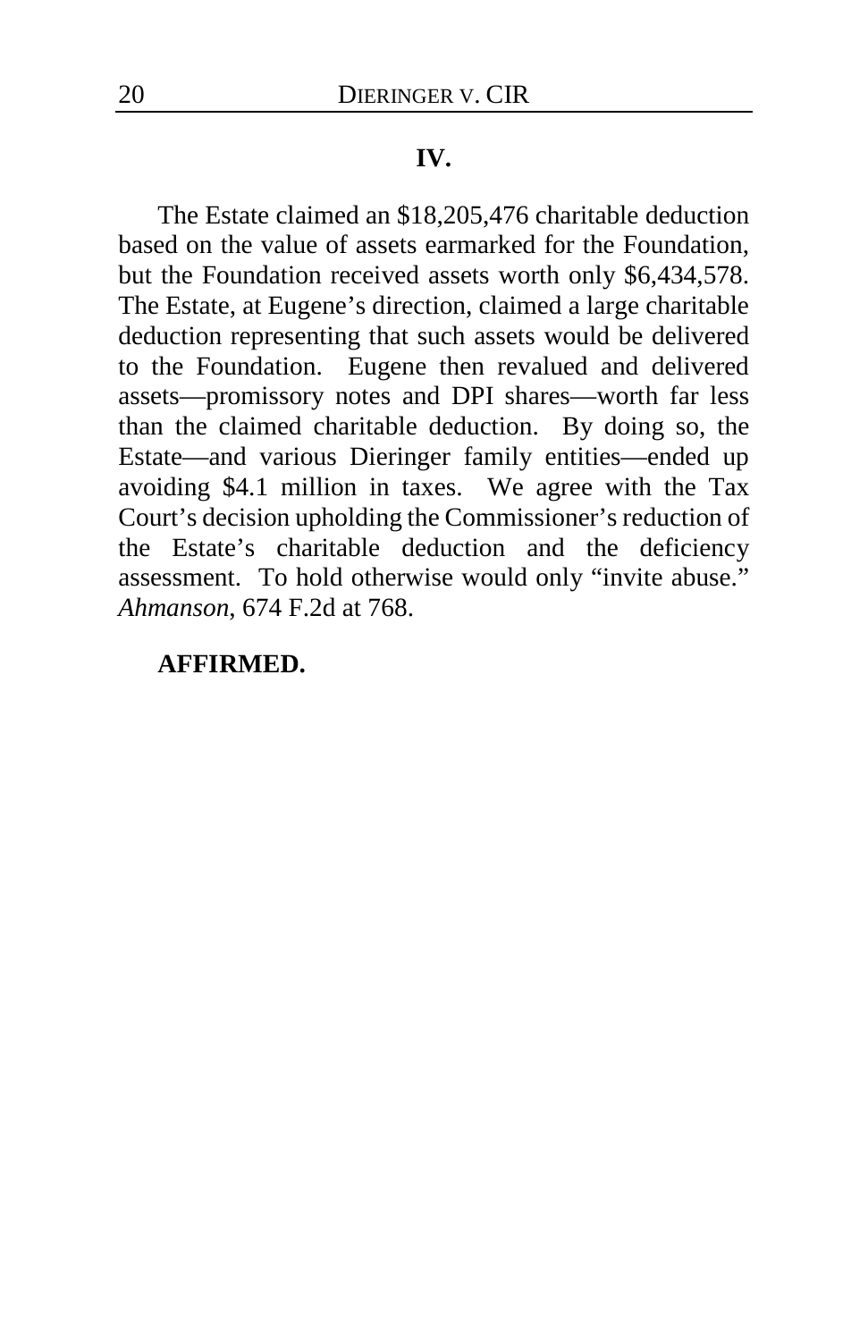## IV.

The Estate claimed an $18,205,476 charitable deduction based on the value of assets earmarked for the Foundation, but the Foundation received assets worth only $6,434,578. The Estate, at Eugene's direction, claimed a large charitable deduction representing that such assets would be delivered to the Foundation. Eugene then revalued and delivered assets—promissory notes and DPI shares—worth far less than the claimed charitable deduction. By doing so, the Estate—and various Dieringer family entities—ended up avoiding $4.1 million in taxes. We agree with the Tax Court's decision upholding the Commissioner's reduction of the Estate's charitable deduction and the deficiency assessment. To hold otherwise would only "invite abuse." *Ahmanson*, 674 F.2d at 768.

**AFFIRMED.**